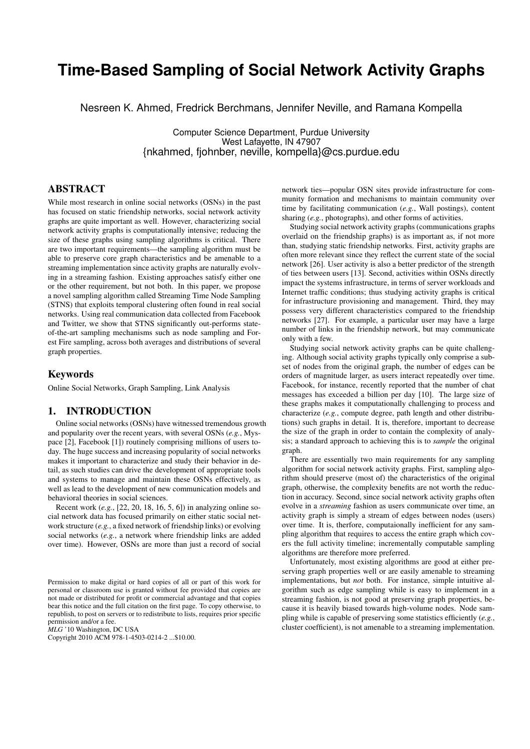# Time-Based Sampling of Social Network Activity Graphs

Nesreen K. Ahmed, Fredrick Berchmans, Jennifer Neville, and Ramana Kompella

Computer Science Department, Purdue University
West Lafayette, IN 47907
{nkahmed, fjohnber, neville, kompella}@cs.purdue.edu

## ABSTRACT

While most research in online social networks (OSNs) in the past has focused on static friendship networks, social network activity graphs are quite important as well. However, characterizing social network activity graphs is computationally intensive; reducing the size of these graphs using sampling algorithms is critical. There are two important requirements—the sampling algorithm must be able to preserve core graph characteristics and be amenable to a streaming implementation since activity graphs are naturally evolving in a streaming fashion. Existing approaches satisfy either one or the other requirement, but not both. In this paper, we propose a novel sampling algorithm called Streaming Time Node Sampling (STNS) that exploits temporal clustering often found in real social networks. Using real communication data collected from Facebook and Twitter, we show that STNS significantly out-performs state-of-the-art sampling mechanisms such as node sampling and Forest Fire sampling, across both averages and distributions of several graph properties.

### Keywords

Online Social Networks, Graph Sampling, Link Analysis

## 1. INTRODUCTION

Online social networks (OSNs) have witnessed tremendous growth and popularity over the recent years, with several OSNs (*e.g.*, Myspace [2], Facebook [1]) routinely comprising millions of users today. The huge success and increasing popularity of social networks makes it important to characterize and study their behavior in detail, as such studies can drive the development of appropriate tools and systems to manage and maintain these OSNs effectively, as well as lead to the development of new communication models and behavioral theories in social sciences.

Recent work (*e.g.*, [22, 20, 18, 16, 5, 6]) in analyzing online social network data has focused primarily on either static social network structure (*e.g.*, a fixed network of friendship links) or evolving social networks (*e.g.*, a network where friendship links are added over time). However, OSNs are more than just a record of social network ties—popular OSN sites provide infrastructure for community formation and mechanisms to maintain community over time by facilitating communication (*e.g.*, Wall postings), content sharing (*e.g.*, photographs), and other forms of activities.

Studying social network activity graphs (communications graphs overlaid on the friendship graphs) is as important as, if not more than, studying static friendship networks. First, activity graphs are often more relevant since they reflect the current state of the social network [26]. User activity is also a better predictor of the strength of ties between users [13]. Second, activities within OSNs directly impact the systems infrastructure, in terms of server workloads and Internet traffic conditions; thus studying activity graphs is critical for infrastructure provisioning and management. Third, they may possess very different characteristics compared to the friendship networks [27]. For example, a particular user may have a large number of links in the friendship network, but may communicate only with a few.

Studying social network activity graphs can be quite challenging. Although social activity graphs typically only comprise a subset of nodes from the original graph, the number of edges can be orders of magnitude larger, as users interact repeatedly over time. Facebook, for instance, recently reported that the number of chat messages has exceeded a billion per day [10]. The large size of these graphs makes it computationally challenging to process and characterize (*e.g.*, compute degree, path length and other distributions) such graphs in detail. It is, therefore, important to decrease the size of the graph in order to contain the complexity of analysis; a standard approach to achieving this is to *sample* the original graph.

There are essentially two main requirements for any sampling algorithm for social network activity graphs. First, sampling algorithm should preserve (most of) the characteristics of the original graph, otherwise, the complexity benefits are not worth the reduction in accuracy. Second, since social network activity graphs often evolve in a *streaming* fashion as users communicate over time, an activity graph is simply a stream of edges between nodes (users) over time. It is, therfore, computaionally inefficient for any sampling algorithm that requires to access the entire graph which covers the full activity timeline; incrementally computable sampling algorithms are therefore more preferred.

Unfortunately, most existing algorithms are good at either preserving graph properties well or are easily amenable to streaming implementations, but *not* both. For instance, simple intuitive algorithm such as edge sampling while is easy to implement in a streaming fashion, is not good at preserving graph properties, because it is heavily biased towards high-volume nodes. Node sampling while is capable of preserving some statistics efficiently (*e.g.*, cluster coefficient), is not amenable to a streaming implementation.

Permission to make digital or hard copies of all or part of this work for personal or classroom use is granted without fee provided that copies are not made or distributed for profit or commercial advantage and that copies bear this notice and the full citation on the first page. To copy otherwise, to republish, to post on servers or to redistribute to lists, requires prior specific permission and/or a fee.
*MLG* '10 Washington, DC USA
Copyright 2010 ACM 978-1-4503-0214-2 ...$10.00.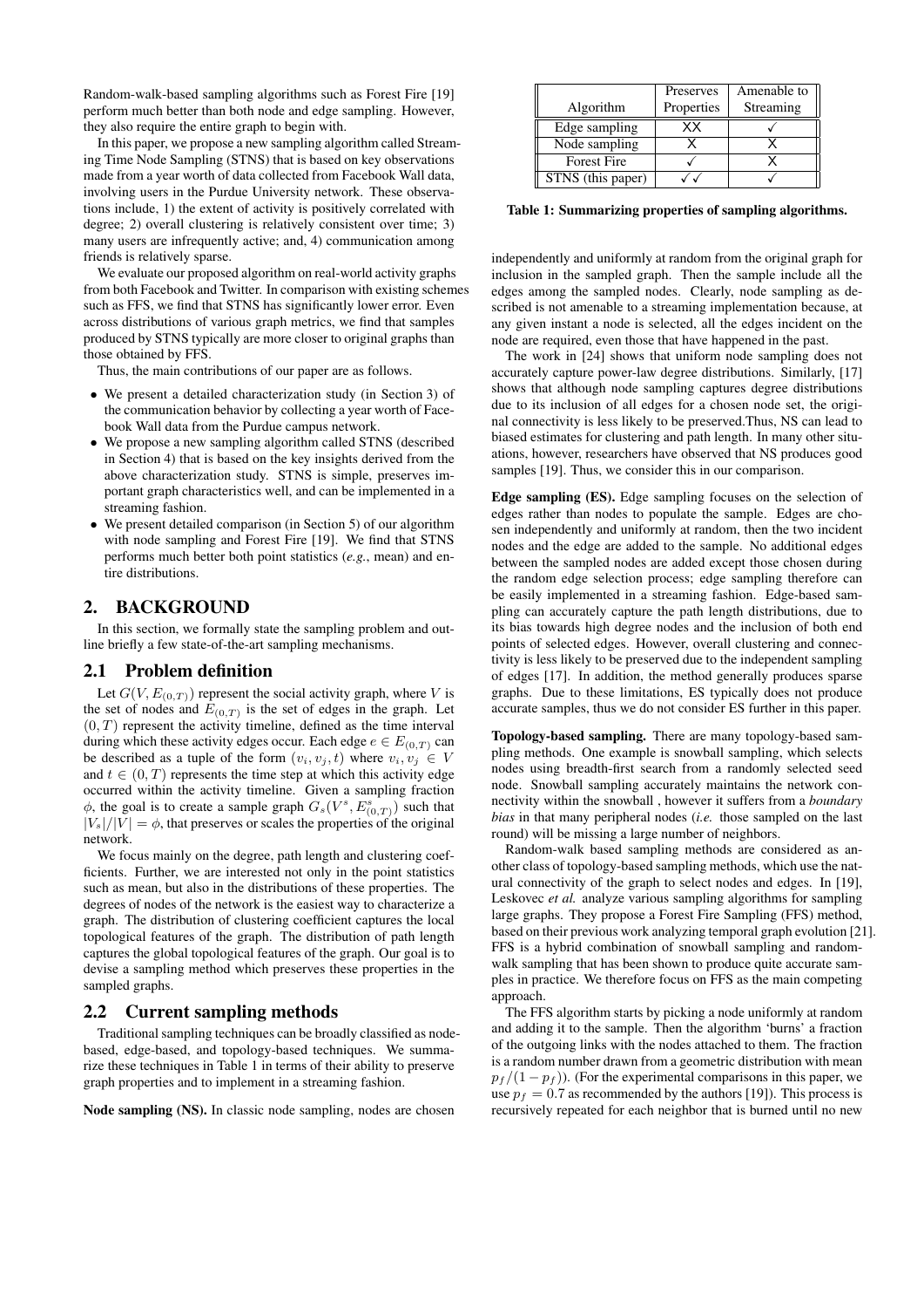Random-walk-based sampling algorithms such as Forest Fire [19] perform much better than both node and edge sampling. However, they also require the entire graph to begin with.

In this paper, we propose a new sampling algorithm called Streaming Time Node Sampling (STNS) that is based on key observations made from a year worth of data collected from Facebook Wall data, involving users in the Purdue University network. These observations include, 1) the extent of activity is positively correlated with degree; 2) overall clustering is relatively consistent over time; 3) many users are infrequently active; and, 4) communication among friends is relatively sparse.

We evaluate our proposed algorithm on real-world activity graphs from both Facebook and Twitter. In comparison with existing schemes such as FFS, we find that STNS has significantly lower error. Even across distributions of various graph metrics, we find that samples produced by STNS typically are more closer to original graphs than those obtained by FFS.

Thus, the main contributions of our paper are as follows.

- We present a detailed characterization study (in Section 3) of the communication behavior by collecting a year worth of Facebook Wall data from the Purdue campus network.
- We propose a new sampling algorithm called STNS (described in Section 4) that is based on the key insights derived from the above characterization study. STNS is simple, preserves important graph characteristics well, and can be implemented in a streaming fashion.
- We present detailed comparison (in Section 5) of our algorithm with node sampling and Forest Fire [19]. We find that STNS performs much better both point statistics (*e.g.*, mean) and entire distributions.

## 2. BACKGROUND

In this section, we formally state the sampling problem and outline briefly a few state-of-the-art sampling mechanisms.

### 2.1 Problem definition

Let $G(V, E_{(0,T)})$ represent the social activity graph, where $V$ is the set of nodes and $E_{(0,T)}$ is the set of edges in the graph. Let $(0, T)$ represent the activity timeline, defined as the time interval during which these activity edges occur. Each edge $e \in E_{(0,T)}$ can be described as a tuple of the form $(v_i, v_j, t)$ where $v_i, v_j \in V$ and $t \in (0, T)$ represents the time step at which this activity edge occurred within the activity timeline. Given a sampling fraction $\phi$, the goal is to create a sample graph $G_s(V^s, E^s_{(0,T)})$ such that $|V_s|/|V| = \phi$, that preserves or scales the properties of the original network.

We focus mainly on the degree, path length and clustering coefficients. Further, we are interested not only in the point statistics such as mean, but also in the distributions of these properties. The degrees of nodes of the network is the easiest way to characterize a graph. The distribution of clustering coefficient captures the local topological features of the graph. The distribution of path length captures the global topological features of the graph. Our goal is to devise a sampling method which preserves these properties in the sampled graphs.

### 2.2 Current sampling methods

Traditional sampling techniques can be broadly classified as node-based, edge-based, and topology-based techniques. We summarize these techniques in Table 1 in terms of their ability to preserve graph properties and to implement in a streaming fashion.

| Algorithm | Preserves Properties | Amenable to Streaming |
|---|---|---|
| Edge sampling | XX | ✓ |
| Node sampling | X | X |
| Forest Fire | ✓ | X |
| STNS (this paper) | ✓✓ | ✓ |

**Table 1: Summarizing properties of sampling algorithms.**

**Node sampling (NS).** In classic node sampling, nodes are chosen independently and uniformly at random from the original graph for inclusion in the sampled graph. Then the sample include all the edges among the sampled nodes. Clearly, node sampling as described is not amenable to a streaming implementation because, at any given instant a node is selected, all the edges incident on the node are required, even those that have happened in the past.

The work in [24] shows that uniform node sampling does not accurately capture power-law degree distributions. Similarly, [17] shows that although node sampling captures degree distributions due to its inclusion of all edges for a chosen node set, the original connectivity is less likely to be preserved.Thus, NS can lead to biased estimates for clustering and path length. In many other situations, however, researchers have observed that NS produces good samples [19]. Thus, we consider this in our comparison.

**Edge sampling (ES).** Edge sampling focuses on the selection of edges rather than nodes to populate the sample. Edges are chosen independently and uniformly at random, then the two incident nodes and the edge are added to the sample. No additional edges between the sampled nodes are added except those chosen during the random edge selection process; edge sampling therefore can be easily implemented in a streaming fashion. Edge-based sampling can accurately capture the path length distributions, due to its bias towards high degree nodes and the inclusion of both end points of selected edges. However, overall clustering and connectivity is less likely to be preserved due to the independent sampling of edges [17]. In addition, the method generally produces sparse graphs. Due to these limitations, ES typically does not produce accurate samples, thus we do not consider ES further in this paper.

**Topology-based sampling.** There are many topology-based sampling methods. One example is snowball sampling, which selects nodes using breadth-first search from a randomly selected seed node. Snowball sampling accurately maintains the network connectivity within the snowball , however it suffers from a *boundary bias* in that many peripheral nodes (*i.e.* those sampled on the last round) will be missing a large number of neighbors.

Random-walk based sampling methods are considered as another class of topology-based sampling methods, which use the natural connectivity of the graph to select nodes and edges. In [19], Leskovec *et al.* analyze various sampling algorithms for sampling large graphs. They propose a Forest Fire Sampling (FFS) method, based on their previous work analyzing temporal graph evolution [21]. FFS is a hybrid combination of snowball sampling and random-walk sampling that has been shown to produce quite accurate samples in practice. We therefore focus on FFS as the main competing approach.

The FFS algorithm starts by picking a node uniformly at random and adding it to the sample. Then the algorithm 'burns' a fraction of the outgoing links with the nodes attached to them. The fraction is a random number drawn from a geometric distribution with mean $p_f/(1 - p_f)$. (For the experimental comparisons in this paper, we use $p_f = 0.7$ as recommended by the authors [19]). This process is recursively repeated for each neighbor that is burned until no new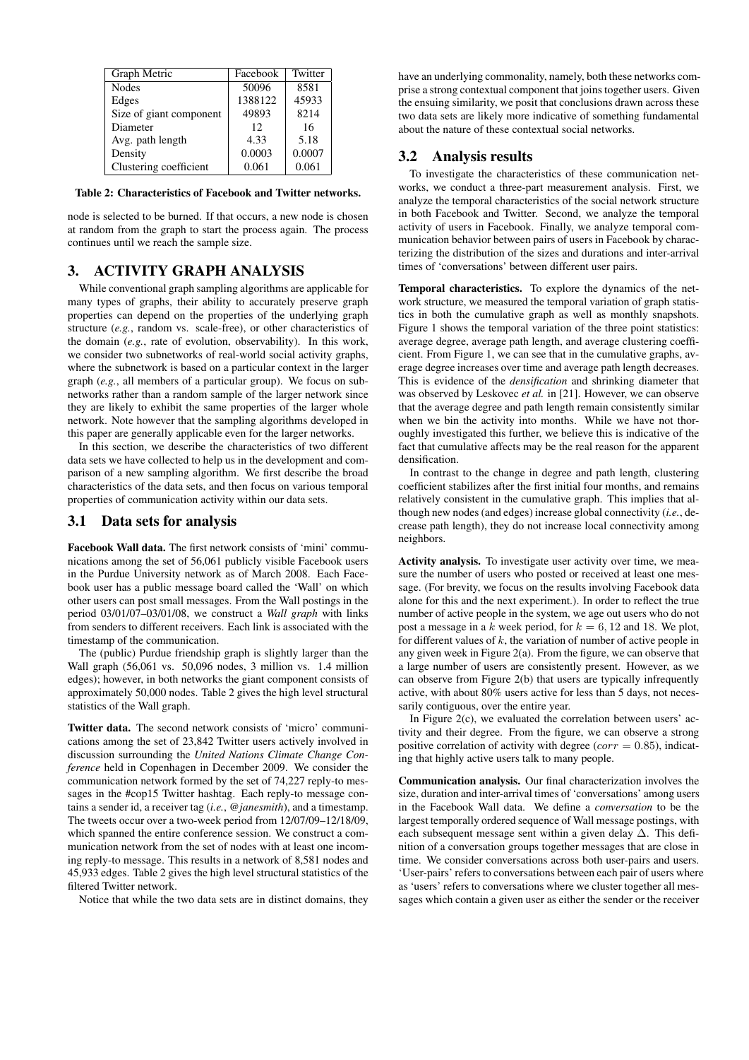| Graph Metric | Facebook | Twitter |
|---|---|---|
| Nodes | 50096 | 8581 |
| Edges | 1388122 | 45933 |
| Size of giant component | 49893 | 8214 |
| Diameter | 12 | 16 |
| Avg. path length | 4.33 | 5.18 |
| Density | 0.0003 | 0.0007 |
| Clustering coefficient | 0.061 | 0.061 |

**Table 2: Characteristics of Facebook and Twitter networks.**

node is selected to be burned. If that occurs, a new node is chosen at random from the graph to start the process again. The process continues until we reach the sample size.

## 3. ACTIVITY GRAPH ANALYSIS

While conventional graph sampling algorithms are applicable for many types of graphs, their ability to accurately preserve graph properties can depend on the properties of the underlying graph structure (*e.g.*, random vs. scale-free), or other characteristics of the domain (*e.g.*, rate of evolution, observability). In this work, we consider two subnetworks of real-world social activity graphs, where the subnetwork is based on a particular context in the larger graph (*e.g.*, all members of a particular group). We focus on subnetworks rather than a random sample of the larger network since they are likely to exhibit the same properties of the larger whole network. Note however that the sampling algorithms developed in this paper are generally applicable even for the larger networks.

In this section, we describe the characteristics of two different data sets we have collected to help us in the development and comparison of a new sampling algorithm. We first describe the broad characteristics of the data sets, and then focus on various temporal properties of communication activity within our data sets.

### 3.1 Data sets for analysis

**Facebook Wall data.** The first network consists of 'mini' communications among the set of 56,061 publicly visible Facebook users in the Purdue University network as of March 2008. Each Facebook user has a public message board called the 'Wall' on which other users can post small messages. From the Wall postings in the period 03/01/07–03/01/08, we construct a *Wall graph* with links from senders to different receivers. Each link is associated with the timestamp of the communication.

The (public) Purdue friendship graph is slightly larger than the Wall graph (56,061 vs. 50,096 nodes, 3 million vs. 1.4 million edges); however, in both networks the giant component consists of approximately 50,000 nodes. Table 2 gives the high level structural statistics of the Wall graph.

**Twitter data.** The second network consists of 'micro' communications among the set of 23,842 Twitter users actively involved in discussion surrounding the *United Nations Climate Change Conference* held in Copenhagen in December 2009. We consider the communication network formed by the set of 74,227 reply-to messages in the #cop15 Twitter hashtag. Each reply-to message contains a sender id, a receiver tag (*i.e.*, *@janesmith*), and a timestamp. The tweets occur over a two-week period from 12/07/09–12/18/09, which spanned the entire conference session. We construct a communication network from the set of nodes with at least one incoming reply-to message. This results in a network of 8,581 nodes and 45,933 edges. Table 2 gives the high level structural statistics of the filtered Twitter network.

Notice that while the two data sets are in distinct domains, they have an underlying commonality, namely, both these networks comprise a strong contextual component that joins together users. Given the ensuing similarity, we posit that conclusions drawn across these two data sets are likely more indicative of something fundamental about the nature of these contextual social networks.

### 3.2 Analysis results

To investigate the characteristics of these communication networks, we conduct a three-part measurement analysis. First, we analyze the temporal characteristics of the social network structure in both Facebook and Twitter. Second, we analyze the temporal activity of users in Facebook. Finally, we analyze temporal communication behavior between pairs of users in Facebook by characterizing the distribution of the sizes and durations and inter-arrival times of 'conversations' between different user pairs.

**Temporal characteristics.** To explore the dynamics of the network structure, we measured the temporal variation of graph statistics in both the cumulative graph as well as monthly snapshots. Figure 1 shows the temporal variation of the three point statistics: average degree, average path length, and average clustering coefficient. From Figure 1, we can see that in the cumulative graphs, average degree increases over time and average path length decreases. This is evidence of the *densification* and shrinking diameter that was observed by Leskovec *et al.* in [21]. However, we can observe that the average degree and path length remain consistently similar when we bin the activity into months. While we have not thoroughly investigated this further, we believe this is indicative of the fact that cumulative affects may be the real reason for the apparent densification.

In contrast to the change in degree and path length, clustering coefficient stabilizes after the first initial four months, and remains relatively consistent in the cumulative graph. This implies that although new nodes (and edges) increase global connectivity (*i.e.*, decrease path length), they do not increase local connectivity among neighbors.

**Activity analysis.** To investigate user activity over time, we measure the number of users who posted or received at least one message. (For brevity, we focus on the results involving Facebook data alone for this and the next experiment.). In order to reflect the true number of active people in the system, we age out users who do not post a message in a $k$ week period, for $k = 6, 12$ and $18$. We plot, for different values of $k$, the variation of number of active people in any given week in Figure 2(a). From the figure, we can observe that a large number of users are consistently present. However, as we can observe from Figure 2(b) that users are typically infrequently active, with about 80% users active for less than 5 days, not necessarily contiguous, over the entire year.

In Figure 2(c), we evaluated the correlation between users' activity and their degree. From the figure, we can observe a strong positive correlation of activity with degree ($corr = 0.85$), indicating that highly active users talk to many people.

**Communication analysis.** Our final characterization involves the size, duration and inter-arrival times of 'conversations' among users in the Facebook Wall data. We define a *conversation* to be the largest temporally ordered sequence of Wall message postings, with each subsequent message sent within a given delay $\Delta$. This definition of a conversation groups together messages that are close in time. We consider conversations across both user-pairs and users. 'User-pairs' refers to conversations between each pair of users where as 'users' refers to conversations where we cluster together all messages which contain a given user as either the sender or the receiver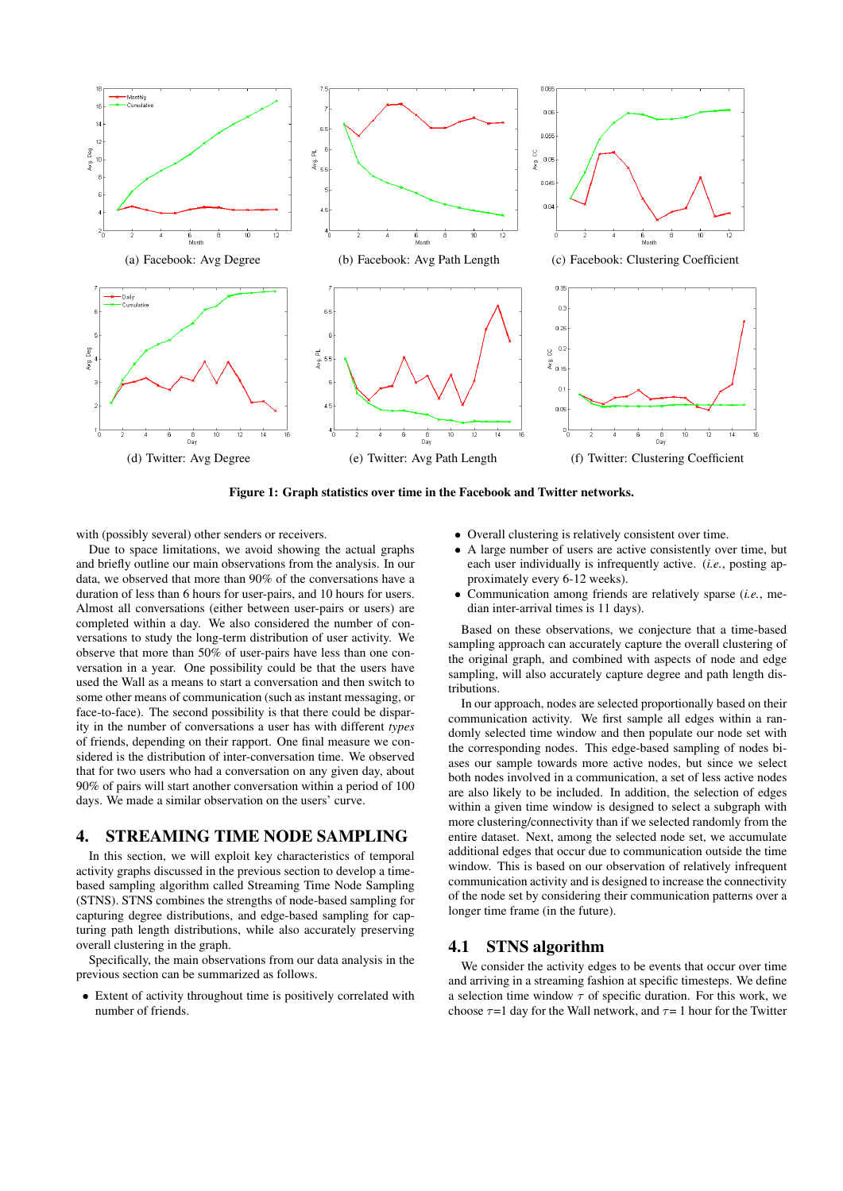(a) Facebook: Avg Degree

(b) Facebook: Avg Path Length

(c) Facebook: Clustering Coefficient

(d) Twitter: Avg Degree

(e) Twitter: Avg Path Length

(f) Twitter: Clustering Coefficient

**Figure 1: Graph statistics over time in the Facebook and Twitter networks.**

with (possibly several) other senders or receivers.

Due to space limitations, we avoid showing the actual graphs and briefly outline our main observations from the analysis. In our data, we observed that more than 90% of the conversations have a duration of less than 6 hours for user-pairs, and 10 hours for users. Almost all conversations (either between user-pairs or users) are completed within a day. We also considered the number of conversations to study the long-term distribution of user activity. We observe that more than 50% of user-pairs have less than one conversation in a year. One possibility could be that the users have used the Wall as a means to start a conversation and then switch to some other means of communication (such as instant messaging, or face-to-face). The second possibility is that there could be disparity in the number of conversations a user has with different *types* of friends, depending on their rapport. One final measure we considered is the distribution of inter-conversation time. We observed that for two users who had a conversation on any given day, about 90% of pairs will start another conversation within a period of 100 days. We made a similar observation on the users' curve.

## 4. STREAMING TIME NODE SAMPLING

In this section, we will exploit key characteristics of temporal activity graphs discussed in the previous section to develop a time-based sampling algorithm called Streaming Time Node Sampling (STNS). STNS combines the strengths of node-based sampling for capturing degree distributions, and edge-based sampling for capturing path length distributions, while also accurately preserving overall clustering in the graph.

Specifically, the main observations from our data analysis in the previous section can be summarized as follows.

- Extent of activity throughout time is positively correlated with number of friends.
- Overall clustering is relatively consistent over time.
- A large number of users are active consistently over time, but each user individually is infrequently active. (*i.e.*, posting approximately every 6-12 weeks).
- Communication among friends are relatively sparse (*i.e.*, median inter-arrival times is 11 days).

Based on these observations, we conjecture that a time-based sampling approach can accurately capture the overall clustering of the original graph, and combined with aspects of node and edge sampling, will also accurately capture degree and path length distributions.

In our approach, nodes are selected proportionally based on their communication activity. We first sample all edges within a randomly selected time window and then populate our node set with the corresponding nodes. This edge-based sampling of nodes biases our sample towards more active nodes, but since we select both nodes involved in a communication, a set of less active nodes are also likely to be included. In addition, the selection of edges within a given time window is designed to select a subgraph with more clustering/connectivity than if we selected randomly from the entire dataset. Next, among the selected node set, we accumulate additional edges that occur due to communication outside the time window. This is based on our observation of relatively infrequent communication activity and is designed to increase the connectivity of the node set by considering their communication patterns over a longer time frame (in the future).

### 4.1 STNS algorithm

We consider the activity edges to be events that occur over time and arriving in a streaming fashion at specific timesteps. We define a selection time window $\tau$ of specific duration. For this work, we choose $\tau$=1 day for the Wall network, and $\tau$= 1 hour for the Twitter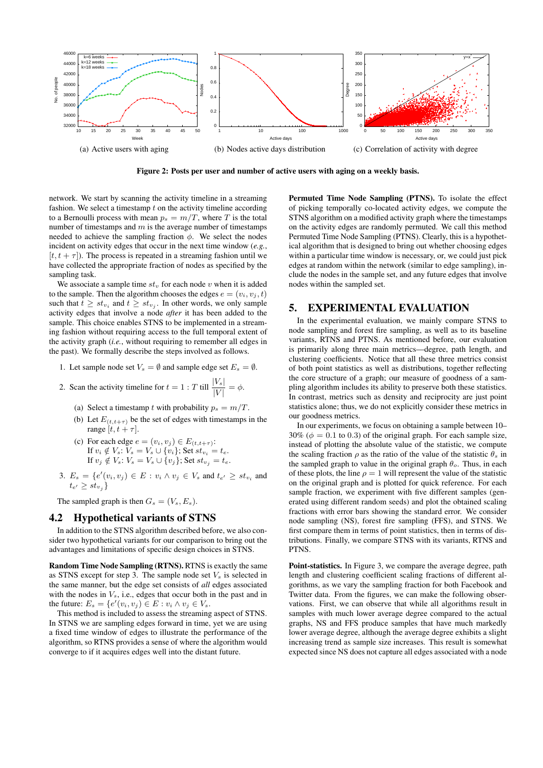(a) Active users with aging

(b) Nodes active days distribution

(c) Correlation of activity with degree

**Figure 2: Posts per user and number of active users with aging on a weekly basis.**

network. We start by scanning the activity timeline in a streaming fashion. We select a timestamp $t$ on the activity timeline according to a Bernoulli process with mean $p_s = m/T$, where $T$ is the total number of timestamps and $m$ is the average number of timestamps needed to achieve the sampling fraction $\phi$. We select the nodes incident on activity edges that occur in the next time window (*e.g.*, $[t, t + \tau]$). The process is repeated in a streaming fashion until we have collected the appropriate fraction of nodes as specified by the sampling task.

We associate a sample time $st_v$ for each node $v$ when it is added to the sample. Then the algorithm chooses the edges $e = (v_i, v_j, t)$ such that $t \geq st_{v_i}$ and $t \geq st_{v_j}$. In other words, we only sample activity edges that involve a node *after* it has been added to the sample. This choice enables STNS to be implemented in a streaming fashion without requiring access to the full temporal extent of the activity graph (*i.e.*, without requiring to remember all edges in the past). We formally describe the steps involved as follows.

1. Let sample node set $V_s = \emptyset$ and sample edge set $E_s = \emptyset$.
2. Scan the activity timeline for $t = 1 : T$ till $\frac{|V_s|}{|V|} = \phi$.
   (a) Select a timestamp $t$ with probability $p_s = m/T$.
   (b) Let $E_{(t,t+\tau)}$ be the set of edges with timestamps in the range $[t, t + \tau]$.
   (c) For each edge $e = (v_i, v_j) \in E_{(t,t+\tau)}$:
   If $v_i \notin V_s$: $V_s = V_s \cup \{v_i\}$; Set $st_{v_i} = t_e$.
   If $v_j \notin V_s$: $V_s = V_s \cup \{v_j\}$; Set $st_{v_j} = t_e$.
3. $E_s = \{e'(v_i, v_j) \in E : v_i \wedge v_j \in V_s$ and $t_{e'} \geq st_{v_i}$ and $t_{e'} \geq st_{v_j}\}$

The sampled graph is then $G_s = (V_s, E_s)$.

## 4.2 Hypothetical variants of STNS

In addition to the STNS algorithm described before, we also consider two hypothetical variants for our comparison to bring out the advantages and limitations of specific design choices in STNS.

**Random Time Node Sampling (RTNS).** RTNS is exactly the same as STNS except for step 3. The sample node set $V_s$ is selected in the same manner, but the edge set consists of *all* edges associated with the nodes in $V_s$, i.e., edges that occur both in the past and in the future: $E_s = \{e'(v_i, v_j) \in E : v_i \wedge v_j \in V_s$.

This method is included to assess the streaming aspect of STNS. In STNS we are sampling edges forward in time, yet we are using a fixed time window of edges to illustrate the performance of the algorithm, so RTNS provides a sense of where the algorithm would converge to if it acquires edges well into the distant future.

**Permuted Time Node Sampling (PTNS).** To isolate the effect of picking temporally co-located activity edges, we compute the STNS algorithm on a modified activity graph where the timestamps on the activity edges are randomly permuted. We call this method Permuted Time Node Sampling (PTNS). Clearly, this is a hypothetical algorithm that is designed to bring out whether choosing edges within a particular time window is necessary, or, we could just pick edges at random within the network (similar to edge sampling), include the nodes in the sample set, and any future edges that involve nodes within the sampled set.

# 5. EXPERIMENTAL EVALUATION

In the experimental evaluation, we mainly compare STNS to node sampling and forest fire sampling, as well as to its baseline variants, RTNS and PTNS. As mentioned before, our evaluation is primarily along three main metrics—degree, path length, and clustering coefficients. Notice that all these three metrics consist of both point statistics as well as distributions, together reflecting the core structure of a graph; our measure of goodness of a sampling algorithm includes its ability to preserve both these statistics. In contrast, metrics such as density and reciprocity are just point statistics alone; thus, we do not explicitly consider these metrics in our goodness metrics.

In our experiments, we focus on obtaining a sample between 10–30% ($\phi = 0.1$ to $0.3$) of the original graph. For each sample size, instead of plotting the absolute value of the statistic, we compute the scaling fraction $\rho$ as the ratio of the value of the statistic $\theta_s$ in the sampled graph to value in the original graph $\theta_o$. Thus, in each of these plots, the line $\rho = 1$ will represent the value of the statistic on the original graph and is plotted for quick reference. For each sample fraction, we experiment with five different samples (generated using different random seeds) and plot the obtained scaling fractions with error bars showing the standard error. We consider node sampling (NS), forest fire sampling (FFS), and STNS. We first compare them in terms of point statistics, then in terms of distributions. Finally, we compare STNS with its variants, RTNS and PTNS.

**Point-statistics.** In Figure 3, we compare the average degree, path length and clustering coefficient scaling fractions of different algorithms, as we vary the sampling fraction for both Facebook and Twitter data. From the figures, we can make the following observations. First, we can observe that while all algorithms result in samples with much lower average degree compared to the actual graphs, NS and FFS produce samples that have much markedly lower average degree, although the average degree exhibits a slight increasing trend as sample size increases. This result is somewhat expected since NS does not capture all edges associated with a node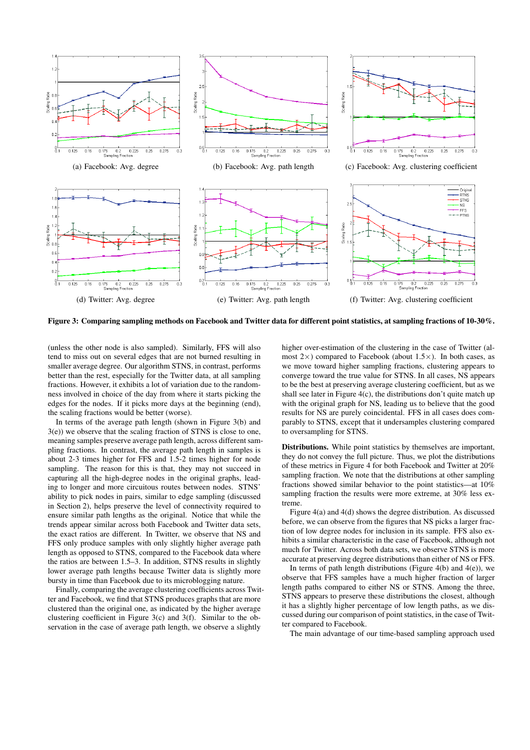(a) Facebook: Avg. degree

(b) Facebook: Avg. path length

(c) Facebook: Avg. clustering coefficient

(d) Twitter: Avg. degree

(e) Twitter: Avg. path length

(f) Twitter: Avg. clustering coefficient

**Figure 3: Comparing sampling methods on Facebook and Twitter data for different point statistics, at sampling fractions of 10-30%.**

(unless the other node is also sampled). Similarly, FFS will also tend to miss out on several edges that are not burned resulting in smaller average degree. Our algorithm STNS, in contrast, performs better than the rest, especially for the Twitter data, at all sampling fractions. However, it exhibits a lot of variation due to the randomness involved in choice of the day from where it starts picking the edges for the nodes. If it picks more days at the beginning (end), the scaling fractions would be better (worse).

In terms of the average path length (shown in Figure 3(b) and 3(e)) we observe that the scaling fraction of STNS is close to one, meaning samples preserve average path length, across different sampling fractions. In contrast, the average path lengths in samples is about 2-3 times higher for FFS and 1.5-2 times higher for node sampling. The reason for this is that, they may not succeed in capturing all the high-degree nodes in the original graphs, leading to longer and more circuitous routes between nodes. STNS' ability to pick nodes in pairs, similar to edge sampling (discussed in Section 2), helps preserve the level of connectivity required to ensure similar path lengths as the original. Notice that while the trends appear similar across both Facebook and Twitter data sets, the exact ratios are different. In Twitter, we observe that NS and FFS only produce samples with only slightly higher average path length as opposed to STNS, compared to the Facebook data where the ratios are between 1.5–3. In addition, STNS results in slightly lower average path lengths because Twitter data is slightly more bursty in time than Facebook due to its microblogging nature.

Finally, comparing the average clustering coefficients across Twitter and Facebook, we find that STNS produces graphs that are more clustered than the original one, as indicated by the higher average clustering coefficient in Figure 3(c) and 3(f). Similar to the observation in the case of average path length, we observe a slightly higher over-estimation of the clustering in the case of Twitter (almost 2×) compared to Facebook (about 1.5×). In both cases, as we move toward higher sampling fractions, clustering appears to converge toward the true value for STNS. In all cases, NS appears to be the best at preserving average clustering coefficient, but as we shall see later in Figure 4(c), the distributions don't quite match up with the original graph for NS, leading us to believe that the good results for NS are purely coincidental. FFS in all cases does comparably to STNS, except that it undersamples clustering compared to oversampling for STNS.

**Distributions.** While point statistics by themselves are important, they do not convey the full picture. Thus, we plot the distributions of these metrics in Figure 4 for both Facebook and Twitter at 20% sampling fraction. We note that the distributions at other sampling fractions showed similar behavior to the point statistics—at 10% sampling fraction the results were more extreme, at 30% less extreme.

Figure 4(a) and 4(d) shows the degree distribution. As discussed before, we can observe from the figures that NS picks a larger fraction of low degree nodes for inclusion in its sample. FFS also exhibits a similar characteristic in the case of Facebook, although not much for Twitter. Across both data sets, we observe STNS is more accurate at preserving degree distributions than either of NS or FFS.

In terms of path length distributions (Figure 4(b) and 4(e)), we observe that FFS samples have a much higher fraction of larger length paths compared to either NS or STNS. Among the three, STNS appears to preserve these distributions the closest, although it has a slightly higher percentage of low length paths, as we discussed during our comparison of point statistics, in the case of Twitter compared to Facebook.

The main advantage of our time-based sampling approach used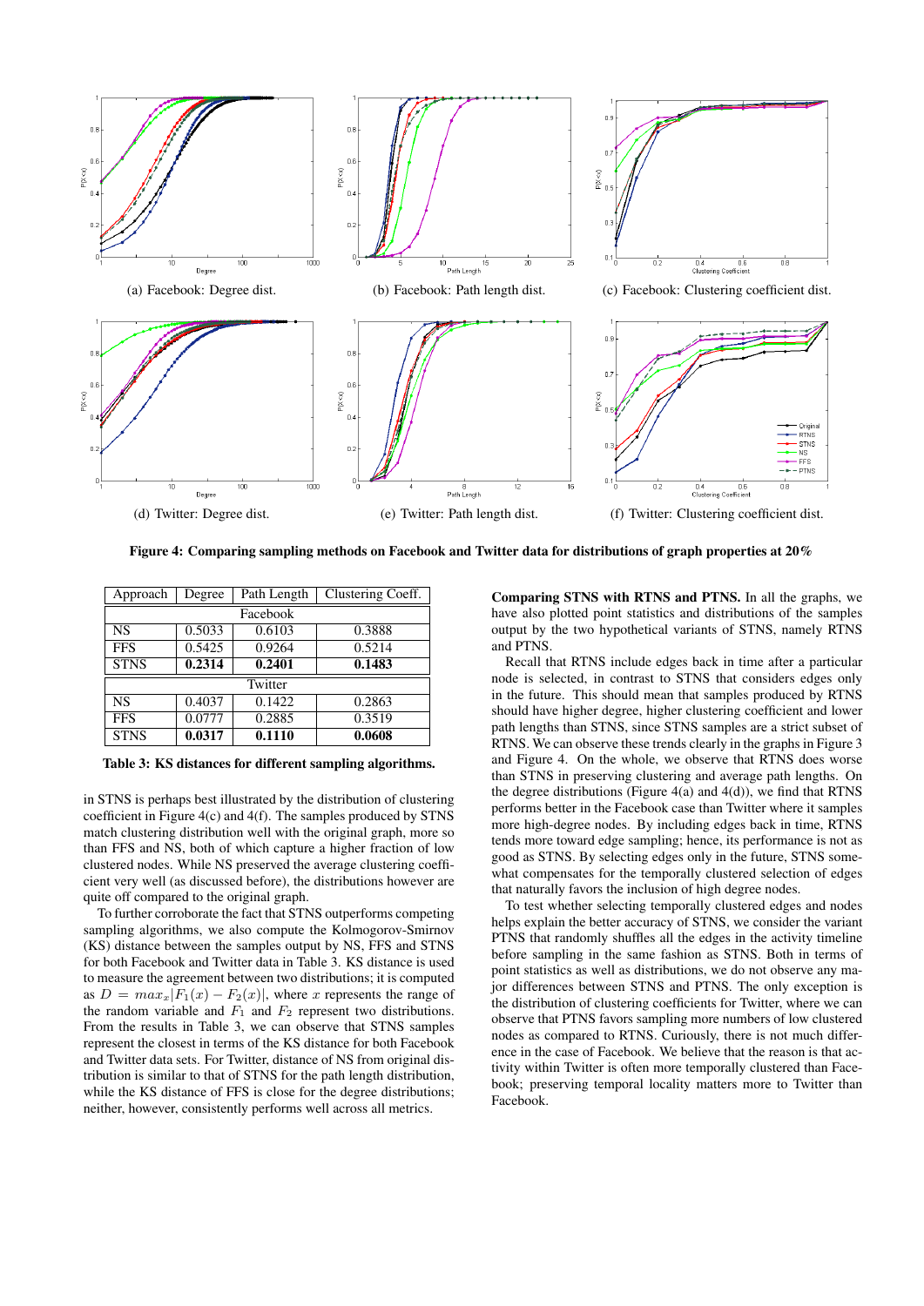P(X<x)

Degree

(a) Facebook: Degree dist.

P(X<x)

Path Length

(b) Facebook: Path length dist.

P(X<x)

Clustering Coefficient

(c) Facebook: Clustering coefficient dist.

P(X<x)

Degree

(d) Twitter: Degree dist.

P(X<x)

Path Length

(e) Twitter: Path length dist.

Original
RTNS
STNS
NS
FFS
PTNS

P(X<x)

Clustering Coefficient

(f) Twitter: Clustering coefficient dist.

**Figure 4: Comparing sampling methods on Facebook and Twitter data for distributions of graph properties at 20%**

| Approach | Degree | Path Length | Clustering Coeff. |
|---|---|---|---|
| Facebook | | | |
| NS | 0.5033 | 0.6103 | 0.3888 |
| FFS | 0.5425 | 0.9264 | 0.5214 |
| STNS | **0.2314** | **0.2401** | **0.1483** |
| Twitter | | | |
| NS | 0.4037 | 0.1422 | 0.2863 |
| FFS | 0.0777 | 0.2885 | 0.3519 |
| STNS | **0.0317** | **0.1110** | **0.0608** |

**Table 3: KS distances for different sampling algorithms.**

in STNS is perhaps best illustrated by the distribution of clustering coefficient in Figure 4(c) and 4(f). The samples produced by STNS match clustering distribution well with the original graph, more so than FFS and NS, both of which capture a higher fraction of low clustered nodes. While NS preserved the average clustering coefficient very well (as discussed before), the distributions however are quite off compared to the original graph.

To further corroborate the fact that STNS outperforms competing sampling algorithms, we also compute the Kolmogorov-Smirnov (KS) distance between the samples output by NS, FFS and STNS for both Facebook and Twitter data in Table 3. KS distance is used to measure the agreement between two distributions; it is computed as $D = max_x|F_1(x) - F_2(x)|$, where $x$ represents the range of the random variable and $F_1$ and $F_2$ represent two distributions. From the results in Table 3, we can observe that STNS samples represent the closest in terms of the KS distance for both Facebook and Twitter data sets. For Twitter, distance of NS from original distribution is similar to that of STNS for the path length distribution, while the KS distance of FFS is close for the degree distributions; neither, however, consistently performs well across all metrics.

**Comparing STNS with RTNS and PTNS.** In all the graphs, we have also plotted point statistics and distributions of the samples output by the two hypothetical variants of STNS, namely RTNS and PTNS.

Recall that RTNS include edges back in time after a particular node is selected, in contrast to STNS that considers edges only in the future. This should mean that samples produced by RTNS should have higher degree, higher clustering coefficient and lower path lengths than STNS, since STNS samples are a strict subset of RTNS. We can observe these trends clearly in the graphs in Figure 3 and Figure 4. On the whole, we observe that RTNS does worse than STNS in preserving clustering and average path lengths. On the degree distributions (Figure 4(a) and 4(d)), we find that RTNS performs better in the Facebook case than Twitter where it samples more high-degree nodes. By including edges back in time, RTNS tends more toward edge sampling; hence, its performance is not as good as STNS. By selecting edges only in the future, STNS somewhat compensates for the temporally clustered selection of edges that naturally favors the inclusion of high degree nodes.

To test whether selecting temporally clustered edges and nodes helps explain the better accuracy of STNS, we consider the variant PTNS that randomly shuffles all the edges in the activity timeline before sampling in the same fashion as STNS. Both in terms of point statistics as well as distributions, we do not observe any major differences between STNS and PTNS. The only exception is the distribution of clustering coefficients for Twitter, where we can observe that PTNS favors sampling more numbers of low clustered nodes as compared to RTNS. Curiously, there is not much difference in the case of Facebook. We believe that the reason is that activity within Twitter is often more temporally clustered than Facebook; preserving temporal locality matters more to Twitter than Facebook.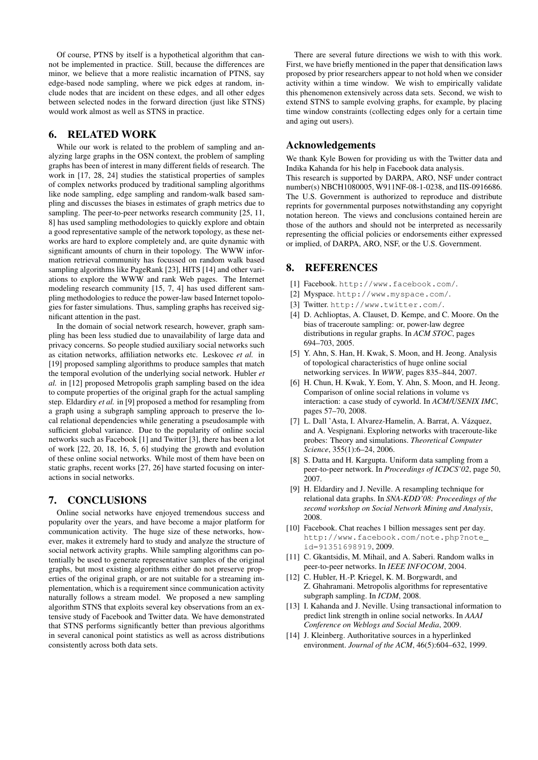Of course, PTNS by itself is a hypothetical algorithm that cannot be implemented in practice. Still, because the differences are minor, we believe that a more realistic incarnation of PTNS, say edge-based node sampling, where we pick edges at random, include nodes that are incident on these edges, and all other edges between selected nodes in the forward direction (just like STNS) would work almost as well as STNS in practice.

## 6. RELATED WORK

While our work is related to the problem of sampling and analyzing large graphs in the OSN context, the problem of sampling graphs has been of interest in many different fields of research. The work in [17, 28, 24] studies the statistical properties of samples of complex networks produced by traditional sampling algorithms like node sampling, edge sampling and random-walk based sampling and discusses the biases in estimates of graph metrics due to sampling. The peer-to-peer networks research community [25, 11, 8] has used sampling methodologies to quickly explore and obtain a good representative sample of the network topology, as these networks are hard to explore completely and, are quite dynamic with significant amounts of churn in their topology. The WWW information retrieval community has focussed on random walk based sampling algorithms like PageRank [23], HITS [14] and other variations to explore the WWW and rank Web pages. The Internet modeling research community [15, 7, 4] has used different sampling methodologies to reduce the power-law based Internet topologies for faster simulations. Thus, sampling graphs has received significant attention in the past.

In the domain of social network research, however, graph sampling has been less studied due to unavailability of large data and privacy concerns. So people studied auxiliary social networks such as citation networks, affiliation networks etc. Leskovec *et al.* in [19] proposed sampling algorithms to produce samples that match the temporal evolution of the underlying social network. Hubler *et al.* in [12] proposed Metropolis graph sampling based on the idea to compute properties of the original graph for the actual sampling step. Eldardiry *et al.* in [9] proposed a method for resampling from a graph using a subgraph sampling approach to preserve the local relational dependencies while generating a pseudosample with sufficient global variance. Due to the popularity of online social networks such as Facebook [1] and Twitter [3], there has been a lot of work [22, 20, 18, 16, 5, 6] studying the growth and evolution of these online social networks. While most of them have been on static graphs, recent works [27, 26] have started focusing on interactions in social networks.

## 7. CONCLUSIONS

Online social networks have enjoyed tremendous success and popularity over the years, and have become a major platform for communication activity. The huge size of these networks, however, makes it extremely hard to study and analyze the structure of social network activity graphs. While sampling algorithms can potentially be used to generate representative samples of the original graphs, but most existing algorithms either do not preserve properties of the original graph, or are not suitable for a streaming implementation, which is a requirement since communication activity naturally follows a stream model. We proposed a new sampling algorithm STNS that exploits several key observations from an extensive study of Facebook and Twitter data. We have demonstrated that STNS performs significantly better than previous algorithms in several canonical point statistics as well as across distributions consistently across both data sets.

There are several future directions we wish to with this work. First, we have briefly mentioned in the paper that densification laws proposed by prior researchers appear to not hold when we consider activity within a time window. We wish to empirically validate this phenomenon extensively across data sets. Second, we wish to extend STNS to sample evolving graphs, for example, by placing time window constraints (collecting edges only for a certain time and aging out users).

## Acknowledgements

We thank Kyle Bowen for providing us with the Twitter data and Indika Kahanda for his help in Facebook data analysis.

This research is supported by DARPA, ARO, NSF under contract number(s) NBCH1080005, W911NF-08-1-0238, and IIS-0916686. The U.S. Government is authorized to reproduce and distribute reprints for governmental purposes notwithstanding any copyright notation hereon. The views and conclusions contained herein are those of the authors and should not be interpreted as necessarily representing the official policies or endorsements either expressed or implied, of DARPA, ARO, NSF, or the U.S. Government.

## 8. REFERENCES

[1] Facebook. http://www.facebook.com/.

[2] Myspace. http://www.myspace.com/.

[3] Twitter. http://www.twitter.com/.

[4] D. Achlioptas, A. Clauset, D. Kempe, and C. Moore. On the bias of traceroute sampling: or, power-law degree distributions in regular graphs. In *ACM STOC*, pages 694–703, 2005.

[5] Y. Ahn, S. Han, H. Kwak, S. Moon, and H. Jeong. Analysis of topological characteristics of huge online social networking services. In *WWW*, pages 835–844, 2007.

[6] H. Chun, H. Kwak, Y. Eom, Y. Ahn, S. Moon, and H. Jeong. Comparison of online social relations in volume vs interaction: a case study of cyworld. In *ACM/USENIX IMC*, pages 57–70, 2008.

[7] L. Dall 'Asta, I. Alvarez-Hamelin, A. Barrat, A. Vázquez, and A. Vespignani. Exploring networks with traceroute-like probes: Theory and simulations. *Theoretical Computer Science*, 355(1):6–24, 2006.

[8] S. Datta and H. Kargupta. Uniform data sampling from a peer-to-peer network. In *Proceedings of ICDCS'02*, page 50, 2007.

[9] H. Eldardiry and J. Neville. A resampling technique for relational data graphs. In *SNA-KDD'08: Proceedings of the second workshop on Social Network Mining and Analysis*, 2008.

[10] Facebook. Chat reaches 1 billion messages sent per day. http://www.facebook.com/note.php?note_id=91351698919, 2009.

[11] C. Gkantsidis, M. Mihail, and A. Saberi. Random walks in peer-to-peer networks. In *IEEE INFOCOM*, 2004.

[12] C. Hubler, H.-P. Kriegel, K. M. Borgwardt, and Z. Ghahramani. Metropolis algorithms for representative subgraph sampling. In *ICDM*, 2008.

[13] I. Kahanda and J. Neville. Using transactional information to predict link strength in online social networks. In *AAAI Conference on Weblogs and Social Media*, 2009.

[14] J. Kleinberg. Authoritative sources in a hyperlinked environment. *Journal of the ACM*, 46(5):604–632, 1999.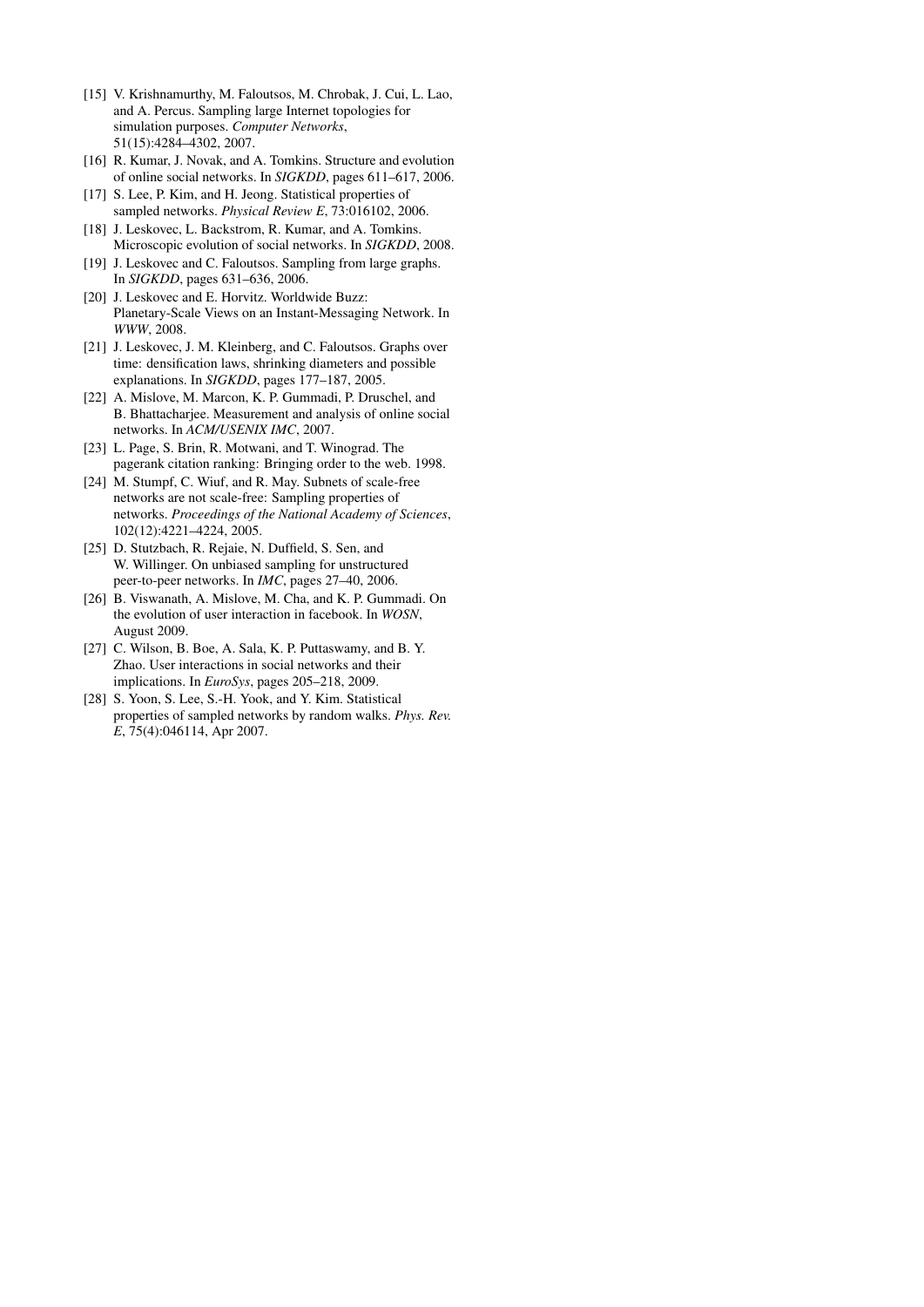[15] V. Krishnamurthy, M. Faloutsos, M. Chrobak, J. Cui, L. Lao, and A. Percus. Sampling large Internet topologies for simulation purposes. *Computer Networks*, 51(15):4284–4302, 2007.

[16] R. Kumar, J. Novak, and A. Tomkins. Structure and evolution of online social networks. In *SIGKDD*, pages 611–617, 2006.

[17] S. Lee, P. Kim, and H. Jeong. Statistical properties of sampled networks. *Physical Review E*, 73:016102, 2006.

[18] J. Leskovec, L. Backstrom, R. Kumar, and A. Tomkins. Microscopic evolution of social networks. In *SIGKDD*, 2008.

[19] J. Leskovec and C. Faloutsos. Sampling from large graphs. In *SIGKDD*, pages 631–636, 2006.

[20] J. Leskovec and E. Horvitz. Worldwide Buzz: Planetary-Scale Views on an Instant-Messaging Network. In *WWW*, 2008.

[21] J. Leskovec, J. M. Kleinberg, and C. Faloutsos. Graphs over time: densification laws, shrinking diameters and possible explanations. In *SIGKDD*, pages 177–187, 2005.

[22] A. Mislove, M. Marcon, K. P. Gummadi, P. Druschel, and B. Bhattacharjee. Measurement and analysis of online social networks. In *ACM/USENIX IMC*, 2007.

[23] L. Page, S. Brin, R. Motwani, and T. Winograd. The pagerank citation ranking: Bringing order to the web. 1998.

[24] M. Stumpf, C. Wiuf, and R. May. Subnets of scale-free networks are not scale-free: Sampling properties of networks. *Proceedings of the National Academy of Sciences*, 102(12):4221–4224, 2005.

[25] D. Stutzbach, R. Rejaie, N. Duffield, S. Sen, and W. Willinger. On unbiased sampling for unstructured peer-to-peer networks. In *IMC*, pages 27–40, 2006.

[26] B. Viswanath, A. Mislove, M. Cha, and K. P. Gummadi. On the evolution of user interaction in facebook. In *WOSN*, August 2009.

[27] C. Wilson, B. Boe, A. Sala, K. P. Puttaswamy, and B. Y. Zhao. User interactions in social networks and their implications. In *EuroSys*, pages 205–218, 2009.

[28] S. Yoon, S. Lee, S.-H. Yook, and Y. Kim. Statistical properties of sampled networks by random walks. *Phys. Rev. E*, 75(4):046114, Apr 2007.